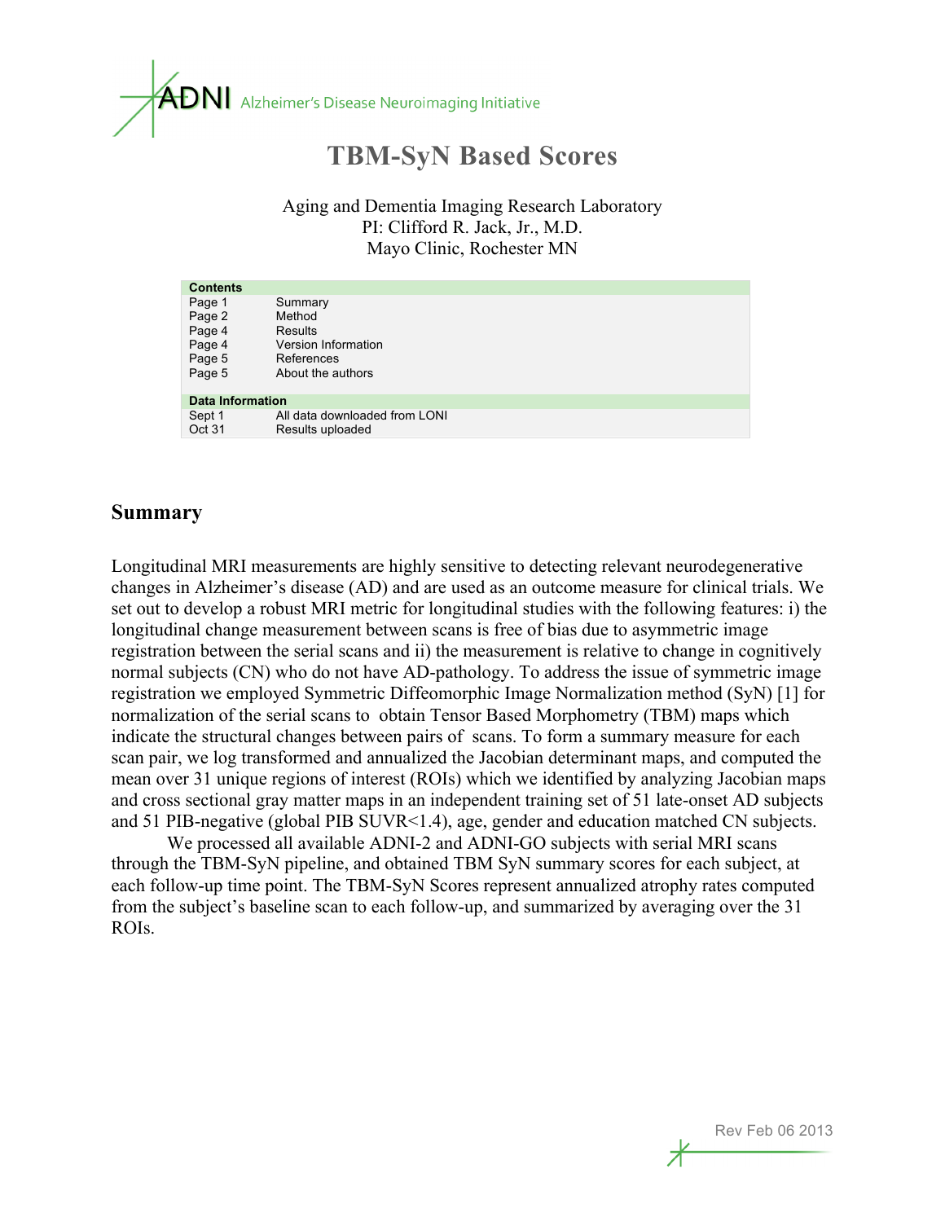ADNI Alzheimer's Disease Neuroimaging Initiative

# TBM-SyN Based Scores

Aging and Dementia Imaging Research Laboratory
PI: Clifford R. Jack, Jr., M.D.
Mayo Clinic, Rochester MN

| Contents | |
|---|---|
| Page 1 | Summary |
| Page 2 | Method |
| Page 4 | Results |
| Page 4 | Version Information |
| Page 5 | References |
| Page 5 | About the authors |
| **Data Information** | |
| Sept 1 | All data downloaded from LONI |
| Oct 31 | Results uploaded |

## Summary

Longitudinal MRI measurements are highly sensitive to detecting relevant neurodegenerative changes in Alzheimer's disease (AD) and are used as an outcome measure for clinical trials. We set out to develop a robust MRI metric for longitudinal studies with the following features: i) the longitudinal change measurement between scans is free of bias due to asymmetric image registration between the serial scans and ii) the measurement is relative to change in cognitively normal subjects (CN) who do not have AD-pathology. To address the issue of symmetric image registration we employed Symmetric Diffeomorphic Image Normalization method (SyN) [1] for normalization of the serial scans to obtain Tensor Based Morphometry (TBM) maps which indicate the structural changes between pairs of scans. To form a summary measure for each scan pair, we log transformed and annualized the Jacobian determinant maps, and computed the mean over 31 unique regions of interest (ROIs) which we identified by analyzing Jacobian maps and cross sectional gray matter maps in an independent training set of 51 late-onset AD subjects and 51 PIB-negative (global PIB SUVR<1.4), age, gender and education matched CN subjects.

We processed all available ADNI-2 and ADNI-GO subjects with serial MRI scans through the TBM-SyN pipeline, and obtained TBM SyN summary scores for each subject, at each follow-up time point. The TBM-SyN Scores represent annualized atrophy rates computed from the subject's baseline scan to each follow-up, and summarized by averaging over the 31 ROIs.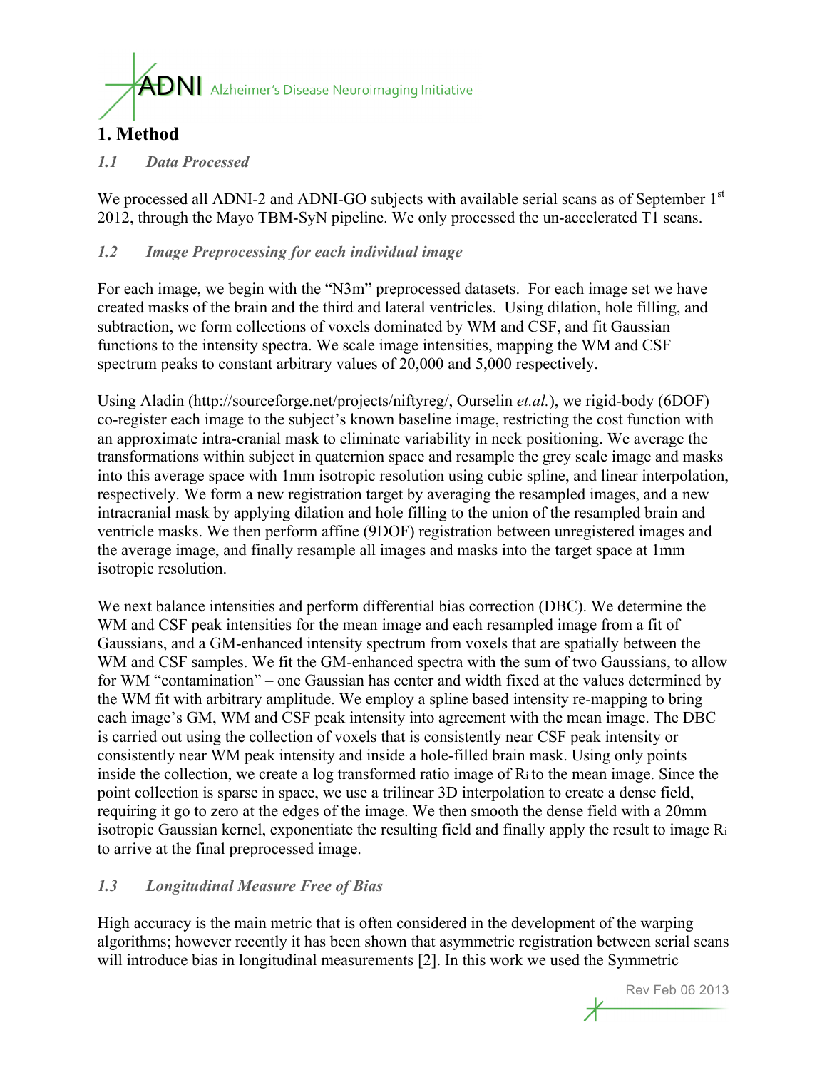# 1. Method

### *1.1 Data Processed*

We processed all ADNI-2 and ADNI-GO subjects with available serial scans as of September 1st 2012, through the Mayo TBM-SyN pipeline. We only processed the un-accelerated T1 scans.

### *1.2 Image Preprocessing for each individual image*

For each image, we begin with the "N3m" preprocessed datasets. For each image set we have created masks of the brain and the third and lateral ventricles. Using dilation, hole filling, and subtraction, we form collections of voxels dominated by WM and CSF, and fit Gaussian functions to the intensity spectra. We scale image intensities, mapping the WM and CSF spectrum peaks to constant arbitrary values of 20,000 and 5,000 respectively.

Using Aladin (http://sourceforge.net/projects/niftyreg/, Ourselin *et.al.*), we rigid-body (6DOF) co-register each image to the subject's known baseline image, restricting the cost function with an approximate intra-cranial mask to eliminate variability in neck positioning. We average the transformations within subject in quaternion space and resample the grey scale image and masks into this average space with 1mm isotropic resolution using cubic spline, and linear interpolation, respectively. We form a new registration target by averaging the resampled images, and a new intracranial mask by applying dilation and hole filling to the union of the resampled brain and ventricle masks. We then perform affine (9DOF) registration between unregistered images and the average image, and finally resample all images and masks into the target space at 1mm isotropic resolution.

We next balance intensities and perform differential bias correction (DBC). We determine the WM and CSF peak intensities for the mean image and each resampled image from a fit of Gaussians, and a GM-enhanced intensity spectrum from voxels that are spatially between the WM and CSF samples. We fit the GM-enhanced spectra with the sum of two Gaussians, to allow for WM "contamination" – one Gaussian has center and width fixed at the values determined by the WM fit with arbitrary amplitude. We employ a spline based intensity re-mapping to bring each image's GM, WM and CSF peak intensity into agreement with the mean image. The DBC is carried out using the collection of voxels that is consistently near CSF peak intensity or consistently near WM peak intensity and inside a hole-filled brain mask. Using only points inside the collection, we create a log transformed ratio image of $R_i$ to the mean image. Since the point collection is sparse in space, we use a trilinear 3D interpolation to create a dense field, requiring it go to zero at the edges of the image. We then smooth the dense field with a 20mm isotropic Gaussian kernel, exponentiate the resulting field and finally apply the result to image $R_i$ to arrive at the final preprocessed image.

### *1.3 Longitudinal Measure Free of Bias*

High accuracy is the main metric that is often considered in the development of the warping algorithms; however recently it has been shown that asymmetric registration between serial scans will introduce bias in longitudinal measurements [2]. In this work we used the Symmetric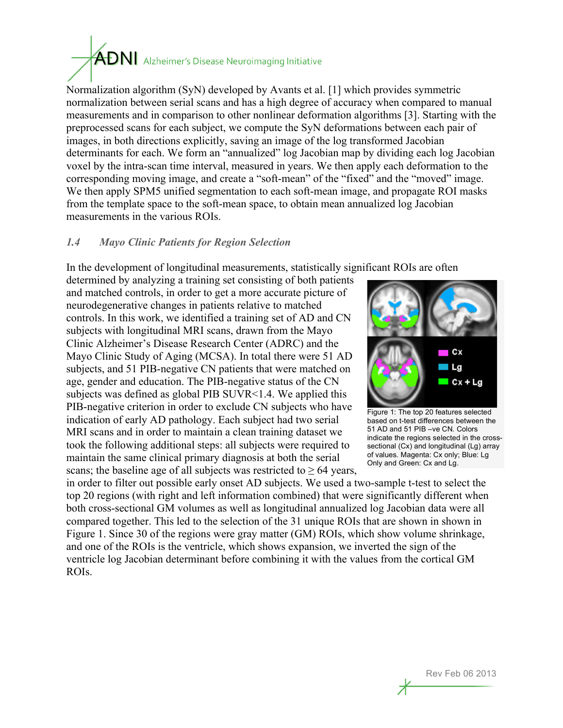Normalization algorithm (SyN) developed by Avants et al. [1] which provides symmetric normalization between serial scans and has a high degree of accuracy when compared to manual measurements and in comparison to other nonlinear deformation algorithms [3]. Starting with the preprocessed scans for each subject, we compute the SyN deformations between each pair of images, in both directions explicitly, saving an image of the log transformed Jacobian determinants for each. We form an "annualized" log Jacobian map by dividing each log Jacobian voxel by the intra-scan time interval, measured in years. We then apply each deformation to the corresponding moving image, and create a "soft-mean" of the "fixed" and the "moved" image. We then apply SPM5 unified segmentation to each soft-mean image, and propagate ROI masks from the template space to the soft-mean space, to obtain mean annualized log Jacobian measurements in the various ROIs.

### *1.4 Mayo Clinic Patients for Region Selection*

In the development of longitudinal measurements, statistically significant ROIs are often determined by analyzing a training set consisting of both patients and matched controls, in order to get a more accurate picture of neurodegenerative changes in patients relative to matched controls. In this work, we identified a training set of AD and CN subjects with longitudinal MRI scans, drawn from the Mayo Clinic Alzheimer's Disease Research Center (ADRC) and the Mayo Clinic Study of Aging (MCSA). In total there were 51 AD subjects, and 51 PIB-negative CN patients that were matched on age, gender and education. The PIB-negative status of the CN subjects was defined as global PIB SUVR<1.4. We applied this PIB-negative criterion in order to exclude CN subjects who have indication of early AD pathology. Each subject had two serial MRI scans and in order to maintain a clean training dataset we took the following additional steps: all subjects were required to maintain the same clinical primary diagnosis at both the serial scans; the baseline age of all subjects was restricted to ≥ 64 years, in order to filter out possible early onset AD subjects. We used a two-sample t-test to select the top 20 regions (with right and left information combined) that were significantly different when both cross-sectional GM volumes as well as longitudinal annualized log Jacobian data were all compared together. This led to the selection of the 31 unique ROIs that are shown in shown in Figure 1. Since 30 of the regions were gray matter (GM) ROIs, which show volume shrinkage, and one of the ROIs is the ventricle, which shows expansion, we inverted the sign of the ventricle log Jacobian determinant before combining it with the values from the cortical GM ROIs.

Figure 1: The top 20 features selected based on t-test differences between the 51 AD and 51 PIB –ve CN. Colors indicate the regions selected in the cross-sectional (Cx) and longitudinal (Lg) array of values. Magenta: Cx only; Blue: Lg Only and Green: Cx and Lg.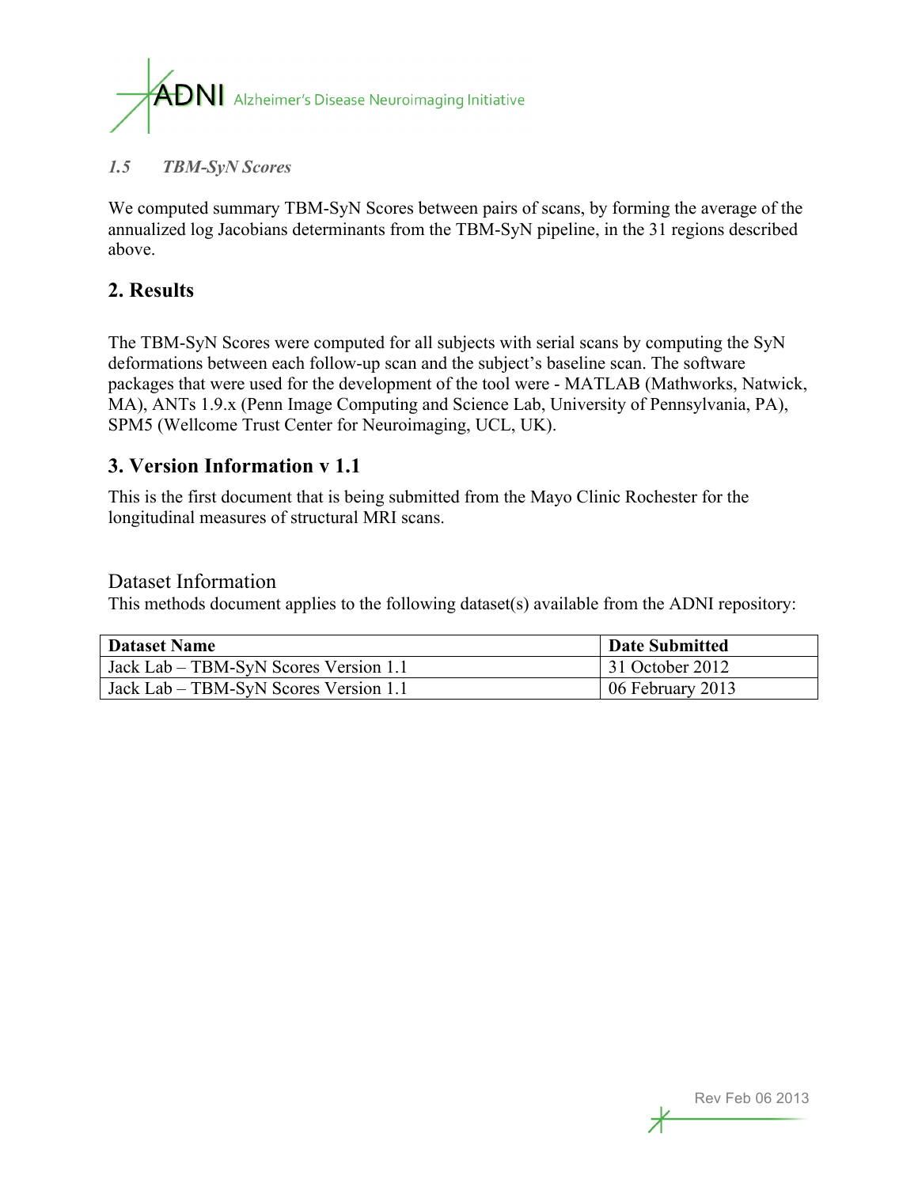### *1.5 TBM-SyN Scores*

We computed summary TBM-SyN Scores between pairs of scans, by forming the average of the annualized log Jacobians determinants from the TBM-SyN pipeline, in the 31 regions described above.

## 2. Results

The TBM-SyN Scores were computed for all subjects with serial scans by computing the SyN deformations between each follow-up scan and the subject's baseline scan. The software packages that were used for the development of the tool were - MATLAB (Mathworks, Natwick, MA), ANTs 1.9.x (Penn Image Computing and Science Lab, University of Pennsylvania, PA), SPM5 (Wellcome Trust Center for Neuroimaging, UCL, UK).

## 3. Version Information v 1.1

This is the first document that is being submitted from the Mayo Clinic Rochester for the longitudinal measures of structural MRI scans.

### Dataset Information

This methods document applies to the following dataset(s) available from the ADNI repository:

| **Dataset Name** | **Date Submitted** |
|---|---|
| Jack Lab – TBM-SyN Scores Version 1.1 | 31 October 2012 |
| Jack Lab – TBM-SyN Scores Version 1.1 | 06 February 2013 |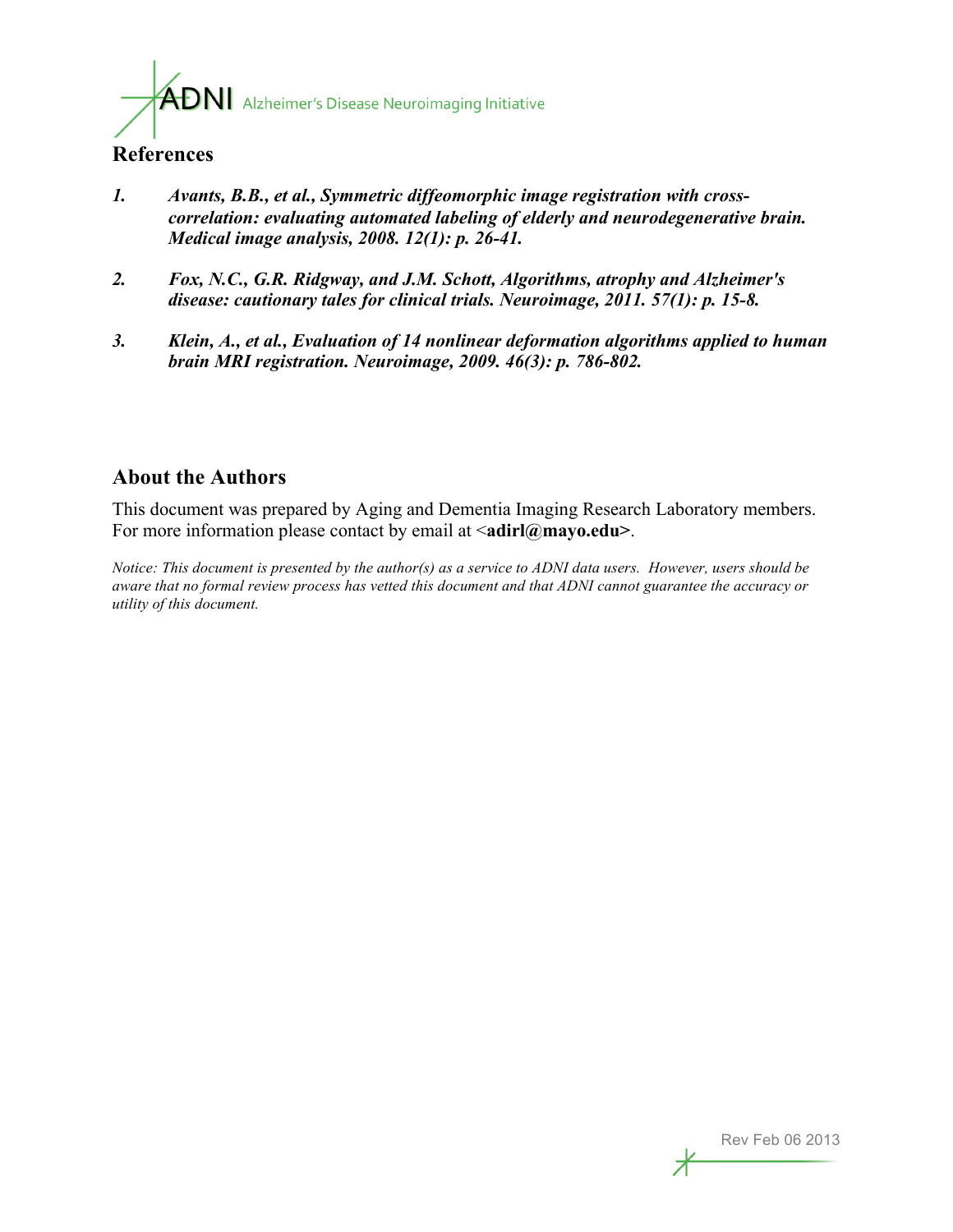## References

1. ***Avants, B.B., et al., Symmetric diffeomorphic image registration with cross-correlation: evaluating automated labeling of elderly and neurodegenerative brain. Medical image analysis, 2008. 12(1): p. 26-41.***

2. ***Fox, N.C., G.R. Ridgway, and J.M. Schott, Algorithms, atrophy and Alzheimer's disease: cautionary tales for clinical trials. Neuroimage, 2011. 57(1): p. 15-8.***

3. ***Klein, A., et al., Evaluation of 14 nonlinear deformation algorithms applied to human brain MRI registration. Neuroimage, 2009. 46(3): p. 786-802.***

## About the Authors

This document was prepared by Aging and Dementia Imaging Research Laboratory members. For more information please contact by email at <**adirl@mayo.edu**>.

*Notice: This document is presented by the author(s) as a service to ADNI data users. However, users should be aware that no formal review process has vetted this document and that ADNI cannot guarantee the accuracy or utility of this document.*